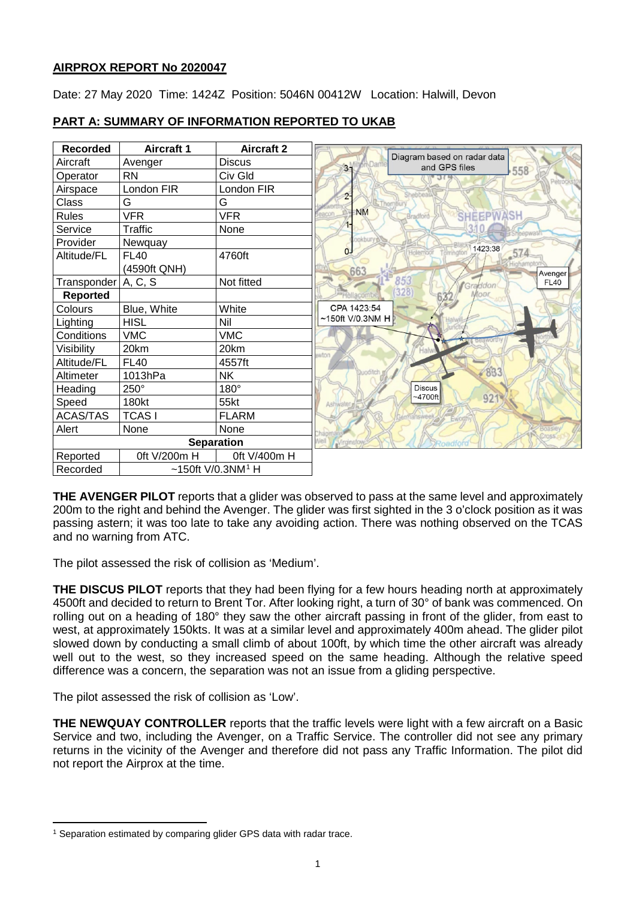## AIRPROX REPORT No 2020047

Date: 27 May 2020 Time: 1424Z Position: 5046N 00412W Location: Halwill, Devon

## PART A: SUMMARY OF INFORMATION REPORTED TO UKAB

| Recorded | Aircraft 1 | Aircraft 2 |
|---|---|---|
| Aircraft | Avenger | Discus |
| Operator | RN | Civ Gld |
| Airspace | London FIR | London FIR |
| Class | G | G |
| Rules | VFR | VFR |
| Service | Traffic | None |
| Provider | Newquay | |
| Altitude/FL | FL40 (4590ft QNH) | 4760ft |
| Transponder | A, C, S | Not fitted |
| **Reported** | | |
| Colours | Blue, White | White |
| Lighting | HISL | Nil |
| Conditions | VMC | VMC |
| Visibility | 20km | 20km |
| Altitude/FL | FL40 | 4557ft |
| Altimeter | 1013hPa | NK |
| Heading | 250° | 180° |
| Speed | 180kt | 55kt |
| ACAS/TAS | TCAS I | FLARM |
| Alert | None | None |
| **Separation** | | |
| Reported | 0ft V/200m H | 0ft V/400m H |
| Recorded | ~150ft V/0.3NM[1] H | |

Diagram based on radar data and GPS files

CPA 1423:54 ~150ft V/0.3NM H

1423:38

Avenger FL40

Discus ~4700ft

**THE AVENGER PILOT** reports that a glider was observed to pass at the same level and approximately 200m to the right and behind the Avenger. The glider was first sighted in the 3 o'clock position as it was passing astern; it was too late to take any avoiding action. There was nothing observed on the TCAS and no warning from ATC.

The pilot assessed the risk of collision as 'Medium'.

**THE DISCUS PILOT** reports that they had been flying for a few hours heading north at approximately 4500ft and decided to return to Brent Tor. After looking right, a turn of 30° of bank was commenced. On rolling out on a heading of 180° they saw the other aircraft passing in front of the glider, from east to west, at approximately 150kts. It was at a similar level and approximately 400m ahead. The glider pilot slowed down by conducting a small climb of about 100ft, by which time the other aircraft was already well out to the west, so they increased speed on the same heading. Although the relative speed difference was a concern, the separation was not an issue from a gliding perspective.

The pilot assessed the risk of collision as 'Low'.

**THE NEWQUAY CONTROLLER** reports that the traffic levels were light with a few aircraft on a Basic Service and two, including the Avenger, on a Traffic Service. The controller did not see any primary returns in the vicinity of the Avenger and therefore did not pass any Traffic Information. The pilot did not report the Airprox at the time.

[1] Separation estimated by comparing glider GPS data with radar trace.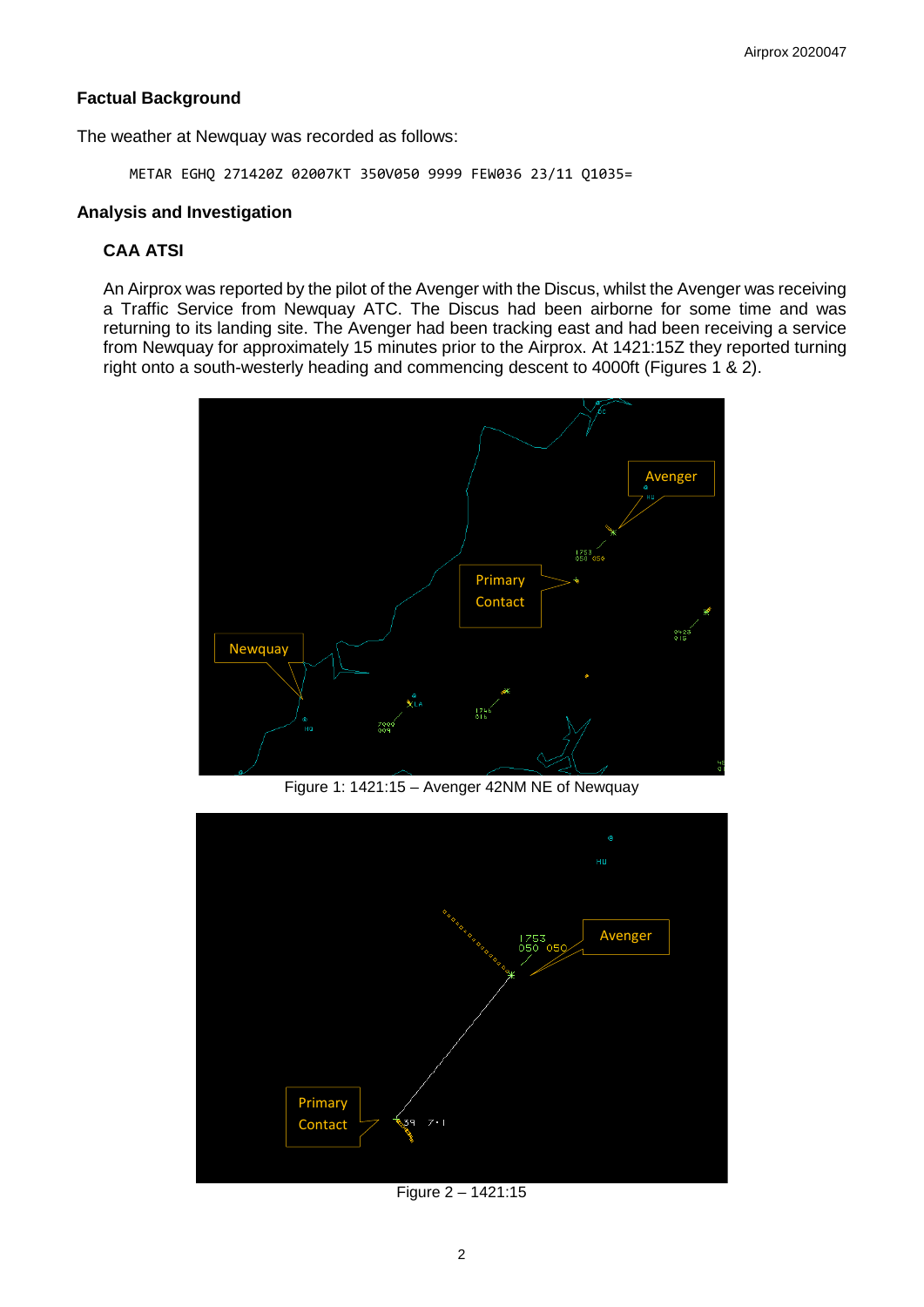**Factual Background**

The weather at Newquay was recorded as follows:

```
METAR EGHQ 271420Z 02007KT 350V050 9999 FEW036 23/11 Q1035=
```

**Analysis and Investigation**

**CAA ATSI**

An Airprox was reported by the pilot of the Avenger with the Discus, whilst the Avenger was receiving a Traffic Service from Newquay ATC. The Discus had been airborne for some time and was returning to its landing site. The Avenger had been tracking east and had been receiving a service from Newquay for approximately 15 minutes prior to the Airprox. At 1421:15Z they reported turning right onto a south-westerly heading and commencing descent to 4000ft (Figures 1 & 2).

Figure 1: 1421:15 – Avenger 42NM NE of Newquay

Figure 2 – 1421:15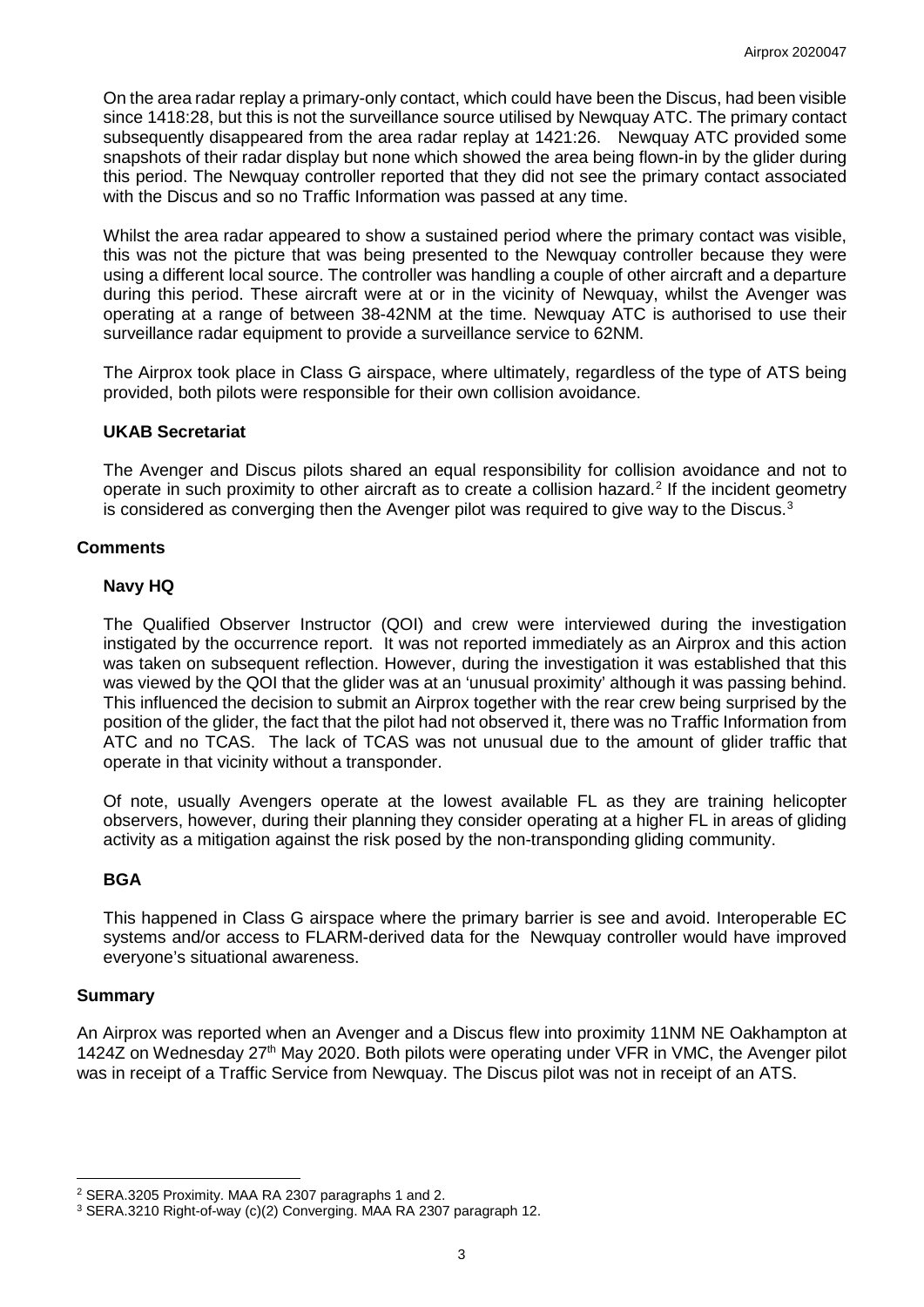On the area radar replay a primary-only contact, which could have been the Discus, had been visible since 1418:28, but this is not the surveillance source utilised by Newquay ATC. The primary contact subsequently disappeared from the area radar replay at 1421:26. Newquay ATC provided some snapshots of their radar display but none which showed the area being flown-in by the glider during this period. The Newquay controller reported that they did not see the primary contact associated with the Discus and so no Traffic Information was passed at any time.

Whilst the area radar appeared to show a sustained period where the primary contact was visible, this was not the picture that was being presented to the Newquay controller because they were using a different local source. The controller was handling a couple of other aircraft and a departure during this period. These aircraft were at or in the vicinity of Newquay, whilst the Avenger was operating at a range of between 38-42NM at the time. Newquay ATC is authorised to use their surveillance radar equipment to provide a surveillance service to 62NM.

The Airprox took place in Class G airspace, where ultimately, regardless of the type of ATS being provided, both pilots were responsible for their own collision avoidance.

### UKAB Secretariat

The Avenger and Discus pilots shared an equal responsibility for collision avoidance and not to operate in such proximity to other aircraft as to create a collision hazard.[2] If the incident geometry is considered as converging then the Avenger pilot was required to give way to the Discus.[3]

## Comments

### Navy HQ

The Qualified Observer Instructor (QOI) and crew were interviewed during the investigation instigated by the occurrence report. It was not reported immediately as an Airprox and this action was taken on subsequent reflection. However, during the investigation it was established that this was viewed by the QOI that the glider was at an 'unusual proximity' although it was passing behind. This influenced the decision to submit an Airprox together with the rear crew being surprised by the position of the glider, the fact that the pilot had not observed it, there was no Traffic Information from ATC and no TCAS. The lack of TCAS was not unusual due to the amount of glider traffic that operate in that vicinity without a transponder.

Of note, usually Avengers operate at the lowest available FL as they are training helicopter observers, however, during their planning they consider operating at a higher FL in areas of gliding activity as a mitigation against the risk posed by the non-transponding gliding community.

### BGA

This happened in Class G airspace where the primary barrier is see and avoid. Interoperable EC systems and/or access to FLARM-derived data for the Newquay controller would have improved everyone's situational awareness.

## Summary

An Airprox was reported when an Avenger and a Discus flew into proximity 11NM NE Oakhampton at 1424Z on Wednesday 27th May 2020. Both pilots were operating under VFR in VMC, the Avenger pilot was in receipt of a Traffic Service from Newquay. The Discus pilot was not in receipt of an ATS.

---

[2] SERA.3205 Proximity. MAA RA 2307 paragraphs 1 and 2.

[3] SERA.3210 Right-of-way (c)(2) Converging. MAA RA 2307 paragraph 12.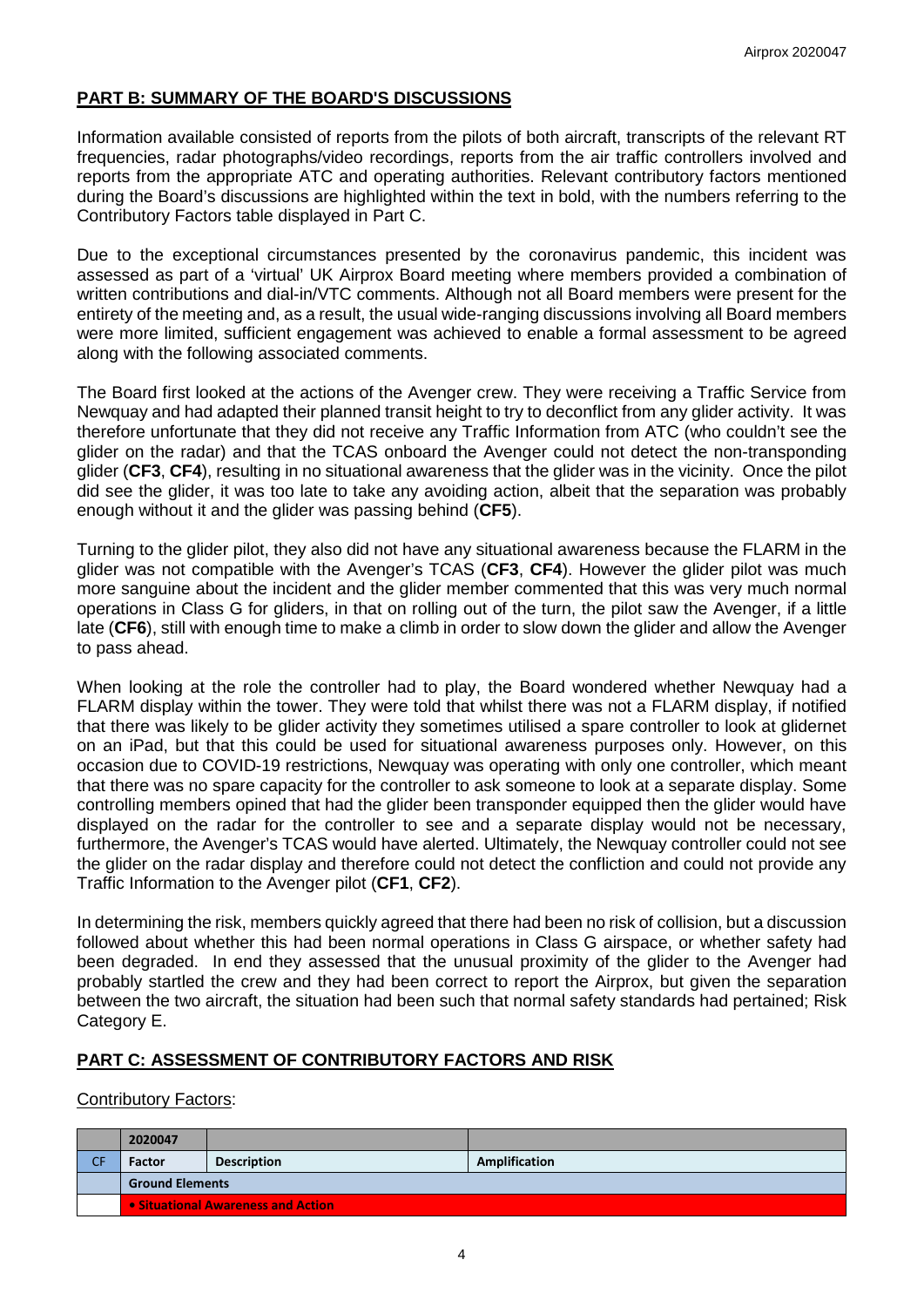## PART B: SUMMARY OF THE BOARD'S DISCUSSIONS

Information available consisted of reports from the pilots of both aircraft, transcripts of the relevant RT frequencies, radar photographs/video recordings, reports from the air traffic controllers involved and reports from the appropriate ATC and operating authorities. Relevant contributory factors mentioned during the Board's discussions are highlighted within the text in bold, with the numbers referring to the Contributory Factors table displayed in Part C.

Due to the exceptional circumstances presented by the coronavirus pandemic, this incident was assessed as part of a 'virtual' UK Airprox Board meeting where members provided a combination of written contributions and dial-in/VTC comments. Although not all Board members were present for the entirety of the meeting and, as a result, the usual wide-ranging discussions involving all Board members were more limited, sufficient engagement was achieved to enable a formal assessment to be agreed along with the following associated comments.

The Board first looked at the actions of the Avenger crew. They were receiving a Traffic Service from Newquay and had adapted their planned transit height to try to deconflict from any glider activity. It was therefore unfortunate that they did not receive any Traffic Information from ATC (who couldn't see the glider on the radar) and that the TCAS onboard the Avenger could not detect the non-transponding glider (**CF3**, **CF4**), resulting in no situational awareness that the glider was in the vicinity. Once the pilot did see the glider, it was too late to take any avoiding action, albeit that the separation was probably enough without it and the glider was passing behind (**CF5**).

Turning to the glider pilot, they also did not have any situational awareness because the FLARM in the glider was not compatible with the Avenger's TCAS (**CF3**, **CF4**). However the glider pilot was much more sanguine about the incident and the glider member commented that this was very much normal operations in Class G for gliders, in that on rolling out of the turn, the pilot saw the Avenger, if a little late (**CF6**), still with enough time to make a climb in order to slow down the glider and allow the Avenger to pass ahead.

When looking at the role the controller had to play, the Board wondered whether Newquay had a FLARM display within the tower. They were told that whilst there was not a FLARM display, if notified that there was likely to be glider activity they sometimes utilised a spare controller to look at glidernet on an iPad, but that this could be used for situational awareness purposes only. However, on this occasion due to COVID-19 restrictions, Newquay was operating with only one controller, which meant that there was no spare capacity for the controller to ask someone to look at a separate display. Some controlling members opined that had the glider been transponder equipped then the glider would have displayed on the radar for the controller to see and a separate display would not be necessary, furthermore, the Avenger's TCAS would have alerted. Ultimately, the Newquay controller could not see the glider on the radar display and therefore could not detect the confliction and could not provide any Traffic Information to the Avenger pilot (**CF1**, **CF2**).

In determining the risk, members quickly agreed that there had been no risk of collision, but a discussion followed about whether this had been normal operations in Class G airspace, or whether safety had been degraded. In end they assessed that the unusual proximity of the glider to the Avenger had probably startled the crew and they had been correct to report the Airprox, but given the separation between the two aircraft, the situation had been such that normal safety standards had pertained; Risk Category E.

## PART C: ASSESSMENT OF CONTRIBUTORY FACTORS AND RISK

Contributory Factors:

| | 2020047 | | |
|---|---|---|---|
| CF | Factor | Description | Amplification |
| | Ground Elements | | |
| | • Situational Awareness and Action | | |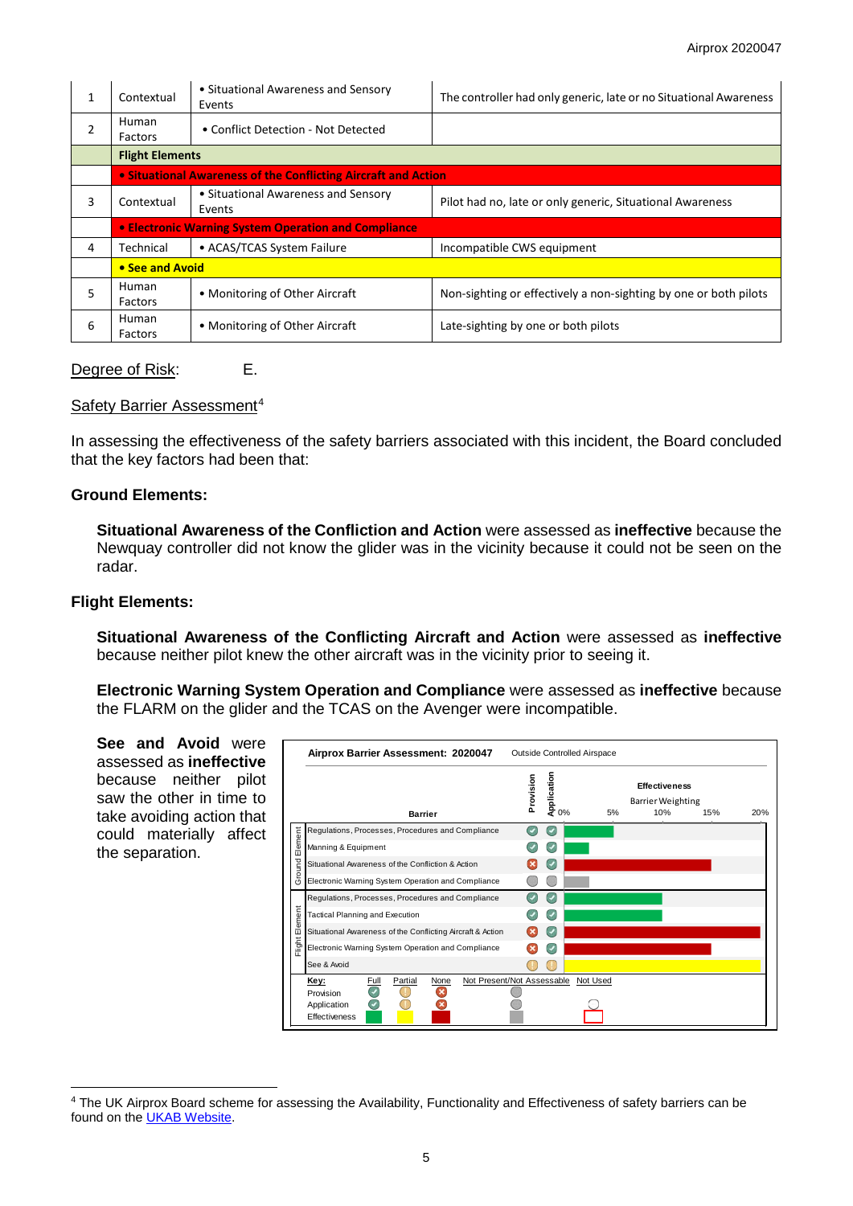| | | | |
|---|---|---|---|
| 1 | Contextual | • Situational Awareness and Sensory Events | The controller had only generic, late or no Situational Awareness |
| 2 | Human Factors | • Conflict Detection - Not Detected | |
| | **Flight Elements** | | |
| | **• Situational Awareness of the Conflicting Aircraft and Action** | | |
| 3 | Contextual | • Situational Awareness and Sensory Events | Pilot had no, late or only generic, Situational Awareness |
| | **• Electronic Warning System Operation and Compliance** | | |
| 4 | Technical | • ACAS/TCAS System Failure | Incompatible CWS equipment |
| | **• See and Avoid** | | |
| 5 | Human Factors | • Monitoring of Other Aircraft | Non-sighting or effectively a non-sighting by one or both pilots |
| 6 | Human Factors | • Monitoring of Other Aircraft | Late-sighting by one or both pilots |

Degree of Risk: E.

Safety Barrier Assessment[4]

In assessing the effectiveness of the safety barriers associated with this incident, the Board concluded that the key factors had been that:

### Ground Elements:

**Situational Awareness of the Confliction and Action** were assessed as **ineffective** because the Newquay controller did not know the glider was in the vicinity because it could not be seen on the radar.

### Flight Elements:

**Situational Awareness of the Conflicting Aircraft and Action** were assessed as **ineffective** because neither pilot knew the other aircraft was in the vicinity prior to seeing it.

**Electronic Warning System Operation and Compliance** were assessed as **ineffective** because the FLARM on the glider and the TCAS on the Avenger were incompatible.

**See and Avoid** were assessed as **ineffective** because neither pilot saw the other in time to take avoiding action that could materially affect the separation.

Airprox Barrier Assessment: 2020047
Outside Controlled Airspace

Barrier
Provision
Application
Effectiveness
Barrier Weighting
0% 5% 10% 15% 20%

Ground Element
Regulations, Processes, Procedures and Compliance
Manning & Equipment
Situational Awareness of the Confliction & Action
Electronic Warning System Operation and Compliance

Flight Element
Regulations, Processes, Procedures and Compliance
Tactical Planning and Execution
Situational Awareness of the Conflicting Aircraft & Action
Electronic Warning System Operation and Compliance
See & Avoid

Key: Full Partial None Not Present/Not Assessable Not Used
Provision
Application
Effectiveness

[4] The UK Airprox Board scheme for assessing the Availability, Functionality and Effectiveness of safety barriers can be found on the UKAB Website.